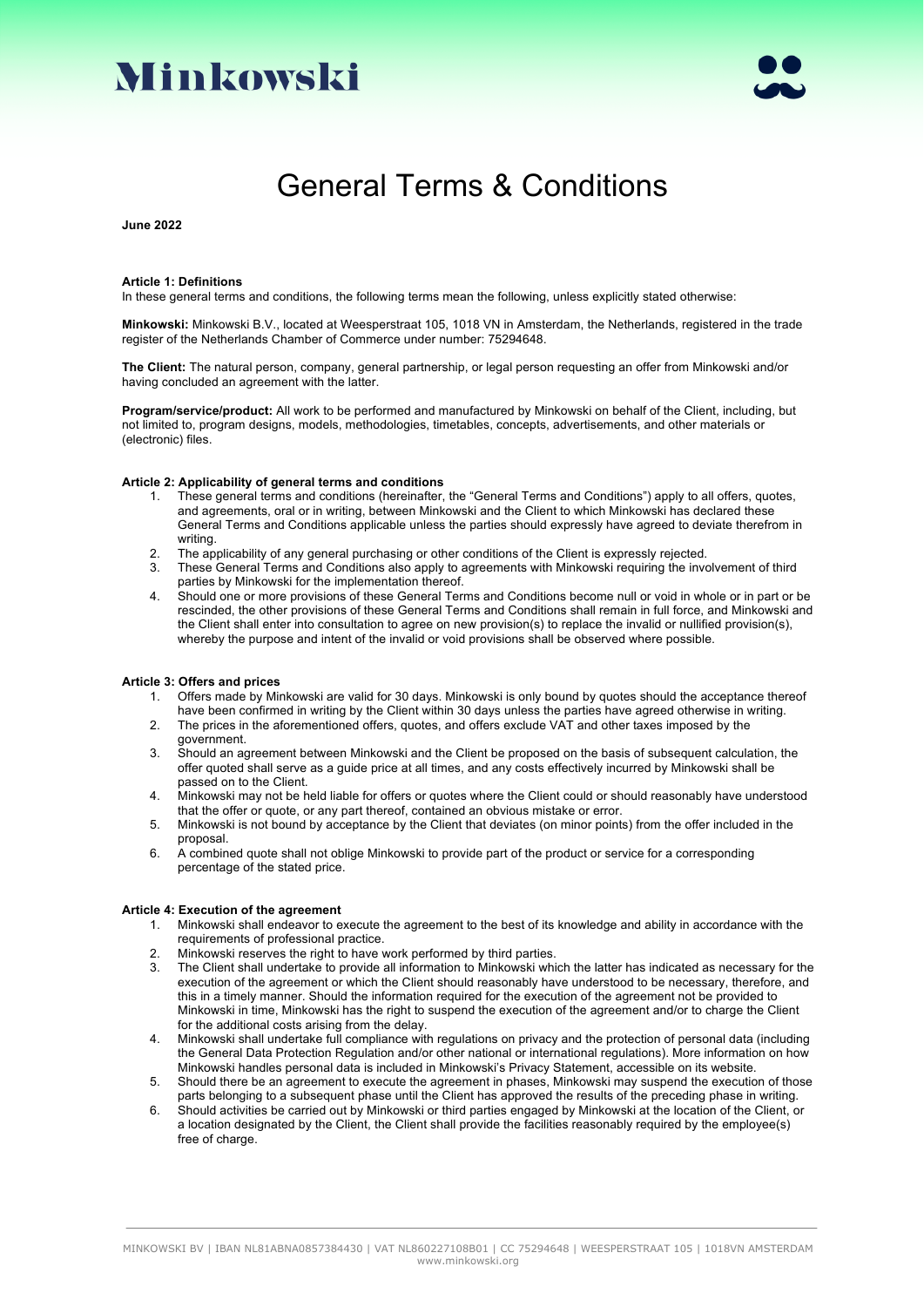# Minkowski

# General Terms & Conditions

**June 2022**

**Article 1: Definitions**

In these general terms and conditions, the following terms mean the following, unless explicitly stated otherwise:

**Minkowski:** Minkowski B.V., located at Weesperstraat 105, 1018 VN in Amsterdam, the Netherlands, registered in the trade register of the Netherlands Chamber of Commerce under number: 75294648.

**The Client:** The natural person, company, general partnership, or legal person requesting an offer from Minkowski and/or having concluded an agreement with the latter.

**Program/service/product:** All work to be performed and manufactured by Minkowski on behalf of the Client, including, but not limited to, program designs, models, methodologies, timetables, concepts, advertisements, and other materials or (electronic) files.

**Article 2: Applicability of general terms and conditions**

1. These general terms and conditions (hereinafter, the "General Terms and Conditions") apply to all offers, quotes, and agreements, oral or in writing, between Minkowski and the Client to which Minkowski has declared these General Terms and Conditions applicable unless the parties should expressly have agreed to deviate therefrom in writing.
2. The applicability of any general purchasing or other conditions of the Client is expressly rejected.
3. These General Terms and Conditions also apply to agreements with Minkowski requiring the involvement of third parties by Minkowski for the implementation thereof.
4. Should one or more provisions of these General Terms and Conditions become null or void in whole or in part or be rescinded, the other provisions of these General Terms and Conditions shall remain in full force, and Minkowski and the Client shall enter into consultation to agree on new provision(s) to replace the invalid or nullified provision(s), whereby the purpose and intent of the invalid or void provisions shall be observed where possible.

**Article 3: Offers and prices**

1. Offers made by Minkowski are valid for 30 days. Minkowski is only bound by quotes should the acceptance thereof have been confirmed in writing by the Client within 30 days unless the parties have agreed otherwise in writing.
2. The prices in the aforementioned offers, quotes, and offers exclude VAT and other taxes imposed by the government.
3. Should an agreement between Minkowski and the Client be proposed on the basis of subsequent calculation, the offer quoted shall serve as a guide price at all times, and any costs effectively incurred by Minkowski shall be passed on to the Client.
4. Minkowski may not be held liable for offers or quotes where the Client could or should reasonably have understood that the offer or quote, or any part thereof, contained an obvious mistake or error.
5. Minkowski is not bound by acceptance by the Client that deviates (on minor points) from the offer included in the proposal.
6. A combined quote shall not oblige Minkowski to provide part of the product or service for a corresponding percentage of the stated price.

**Article 4: Execution of the agreement**

1. Minkowski shall endeavor to execute the agreement to the best of its knowledge and ability in accordance with the requirements of professional practice.
2. Minkowski reserves the right to have work performed by third parties.
3. The Client shall undertake to provide all information to Minkowski which the latter has indicated as necessary for the execution of the agreement or which the Client should reasonably have understood to be necessary, therefore, and this in a timely manner. Should the information required for the execution of the agreement not be provided to Minkowski in time, Minkowski has the right to suspend the execution of the agreement and/or to charge the Client for the additional costs arising from the delay.
4. Minkowski shall undertake full compliance with regulations on privacy and the protection of personal data (including the General Data Protection Regulation and/or other national or international regulations). More information on how Minkowski handles personal data is included in Minkowski's Privacy Statement, accessible on its website.
5. Should there be an agreement to execute the agreement in phases, Minkowski may suspend the execution of those parts belonging to a subsequent phase until the Client has approved the results of the preceding phase in writing.
6. Should activities be carried out by Minkowski or third parties engaged by Minkowski at the location of the Client, or a location designated by the Client, the Client shall provide the facilities reasonably required by the employee(s) free of charge.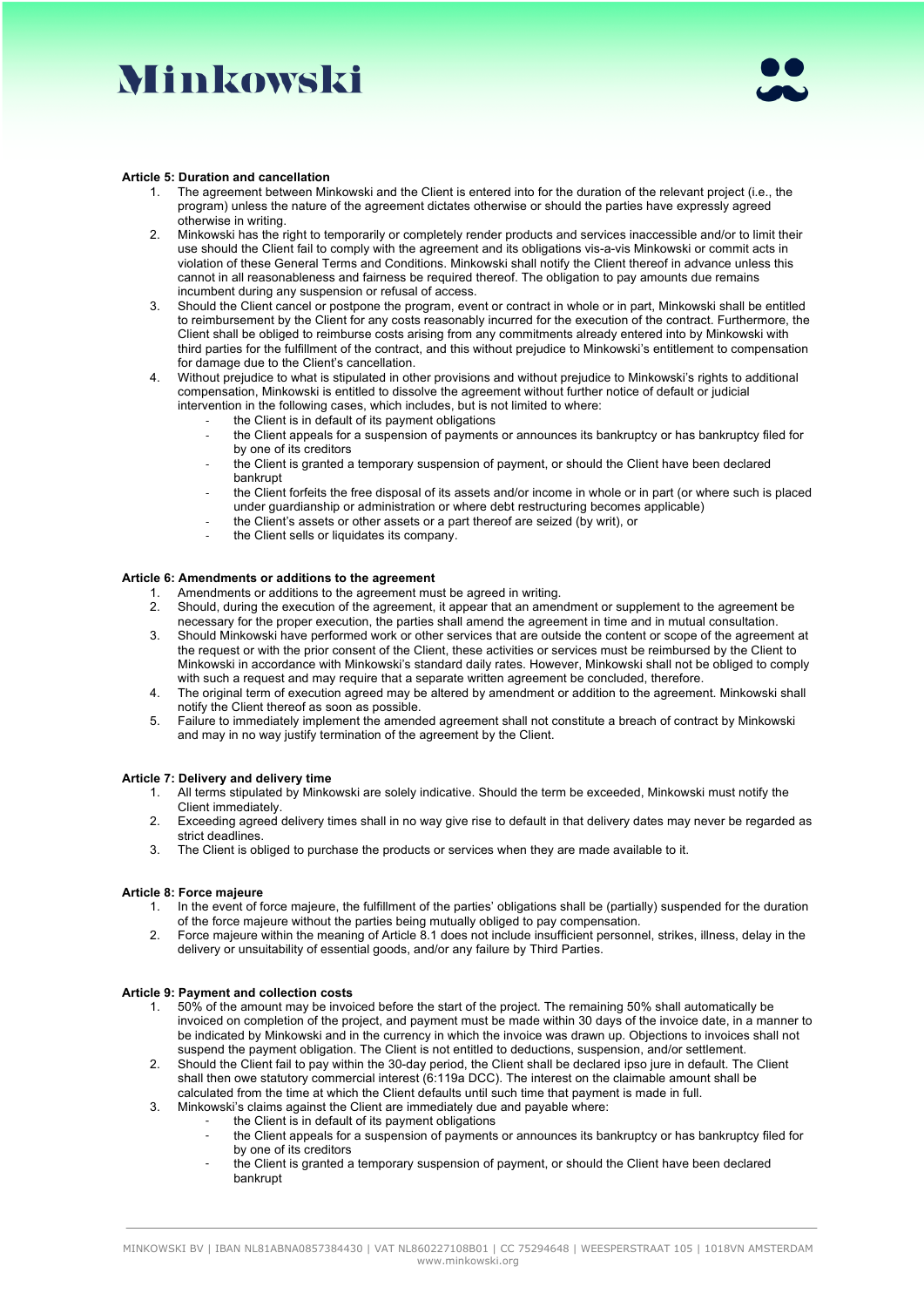**Article 5: Duration and cancellation**

1. The agreement between Minkowski and the Client is entered into for the duration of the relevant project (i.e., the program) unless the nature of the agreement dictates otherwise or should the parties have expressly agreed otherwise in writing.
2. Minkowski has the right to temporarily or completely render products and services inaccessible and/or to limit their use should the Client fail to comply with the agreement and its obligations vis-a-vis Minkowski or commit acts in violation of these General Terms and Conditions. Minkowski shall notify the Client thereof in advance unless this cannot in all reasonableness and fairness be required thereof. The obligation to pay amounts due remains incumbent during any suspension or refusal of access.
3. Should the Client cancel or postpone the program, event or contract in whole or in part, Minkowski shall be entitled to reimbursement by the Client for any costs reasonably incurred for the execution of the contract. Furthermore, the Client shall be obliged to reimburse costs arising from any commitments already entered into by Minkowski with third parties for the fulfillment of the contract, and this without prejudice to Minkowski's entitlement to compensation for damage due to the Client's cancellation.
4. Without prejudice to what is stipulated in other provisions and without prejudice to Minkowski's rights to additional compensation, Minkowski is entitled to dissolve the agreement without further notice of default or judicial intervention in the following cases, which includes, but is not limited to where:
   - the Client is in default of its payment obligations
   - the Client appeals for a suspension of payments or announces its bankruptcy or has bankruptcy filed for by one of its creditors
   - the Client is granted a temporary suspension of payment, or should the Client have been declared bankrupt
   - the Client forfeits the free disposal of its assets and/or income in whole or in part (or where such is placed under guardianship or administration or where debt restructuring becomes applicable)
   - the Client's assets or other assets or a part thereof are seized (by writ), or
   - the Client sells or liquidates its company.

**Article 6: Amendments or additions to the agreement**

1. Amendments or additions to the agreement must be agreed in writing.
2. Should, during the execution of the agreement, it appear that an amendment or supplement to the agreement be necessary for the proper execution, the parties shall amend the agreement in time and in mutual consultation.
3. Should Minkowski have performed work or other services that are outside the content or scope of the agreement at the request or with the prior consent of the Client, these activities or services must be reimbursed by the Client to Minkowski in accordance with Minkowski's standard daily rates. However, Minkowski shall not be obliged to comply with such a request and may require that a separate written agreement be concluded, therefore.
4. The original term of execution agreed may be altered by amendment or addition to the agreement. Minkowski shall notify the Client thereof as soon as possible.
5. Failure to immediately implement the amended agreement shall not constitute a breach of contract by Minkowski and may in no way justify termination of the agreement by the Client.

**Article 7: Delivery and delivery time**

1. All terms stipulated by Minkowski are solely indicative. Should the term be exceeded, Minkowski must notify the Client immediately.
2. Exceeding agreed delivery times shall in no way give rise to default in that delivery dates may never be regarded as strict deadlines.
3. The Client is obliged to purchase the products or services when they are made available to it.

**Article 8: Force majeure**

1. In the event of force majeure, the fulfillment of the parties' obligations shall be (partially) suspended for the duration of the force majeure without the parties being mutually obliged to pay compensation.
2. Force majeure within the meaning of Article 8.1 does not include insufficient personnel, strikes, illness, delay in the delivery or unsuitability of essential goods, and/or any failure by Third Parties.

**Article 9: Payment and collection costs**

1. 50% of the amount may be invoiced before the start of the project. The remaining 50% shall automatically be invoiced on completion of the project, and payment must be made within 30 days of the invoice date, in a manner to be indicated by Minkowski and in the currency in which the invoice was drawn up. Objections to invoices shall not suspend the payment obligation. The Client is not entitled to deductions, suspension, and/or settlement.
2. Should the Client fail to pay within the 30-day period, the Client shall be declared ipso jure in default. The Client shall then owe statutory commercial interest (6:119a DCC). The interest on the claimable amount shall be calculated from the time at which the Client defaults until such time that payment is made in full.
3. Minkowski's claims against the Client are immediately due and payable where:
   - the Client is in default of its payment obligations
   - the Client appeals for a suspension of payments or announces its bankruptcy or has bankruptcy filed for by one of its creditors
   - the Client is granted a temporary suspension of payment, or should the Client have been declared bankrupt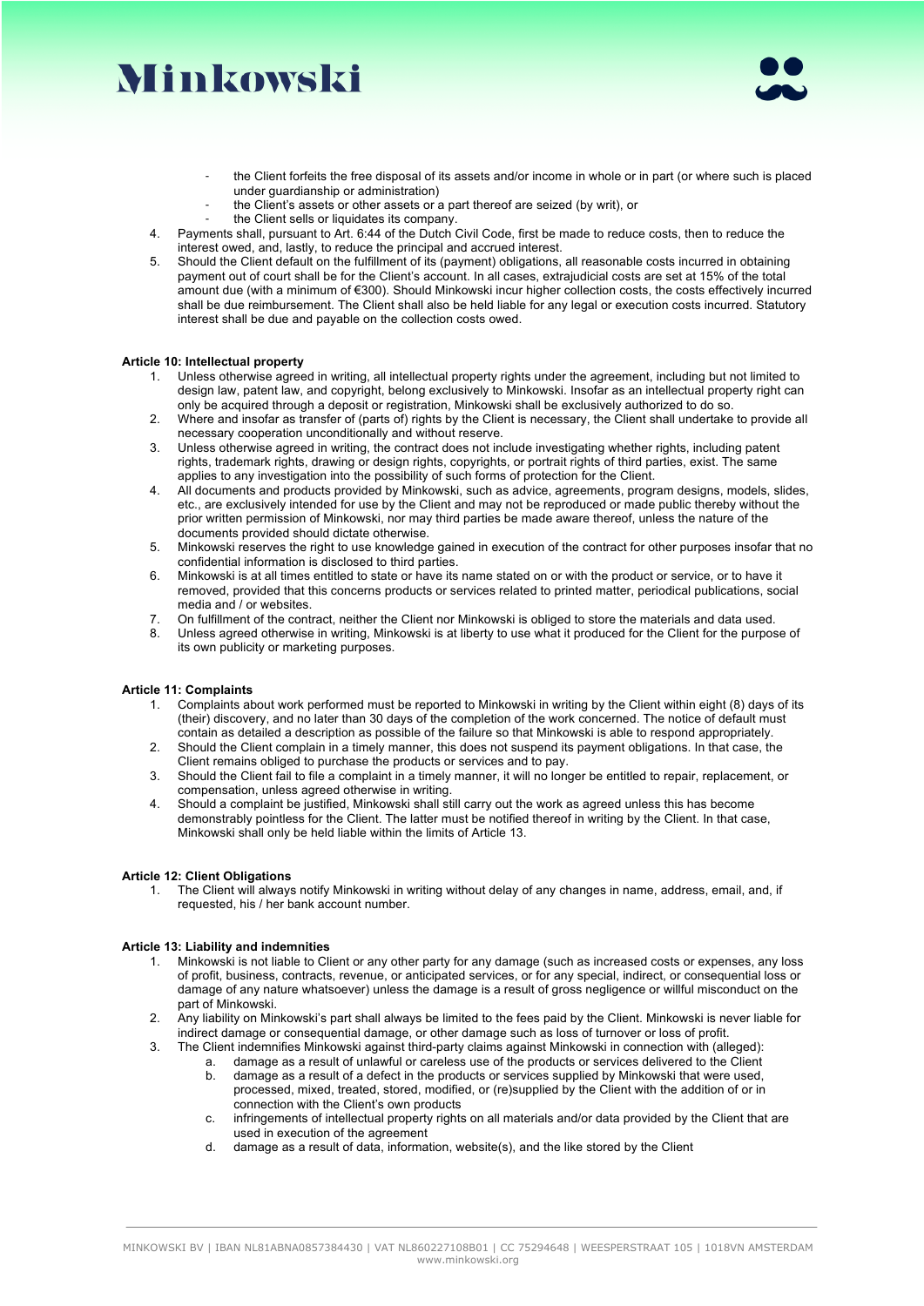- the Client forfeits the free disposal of its assets and/or income in whole or in part (or where such is placed under guardianship or administration)
- the Client's assets or other assets or a part thereof are seized (by writ), or
- the Client sells or liquidates its company.

4. Payments shall, pursuant to Art. 6:44 of the Dutch Civil Code, first be made to reduce costs, then to reduce the interest owed, and, lastly, to reduce the principal and accrued interest.
5. Should the Client default on the fulfillment of its (payment) obligations, all reasonable costs incurred in obtaining payment out of court shall be for the Client's account. In all cases, extrajudicial costs are set at 15% of the total amount due (with a minimum of €300). Should Minkowski incur higher collection costs, the costs effectively incurred shall be due reimbursement. The Client shall also be held liable for any legal or execution costs incurred. Statutory interest shall be due and payable on the collection costs owed.

**Article 10: Intellectual property**

1. Unless otherwise agreed in writing, all intellectual property rights under the agreement, including but not limited to design law, patent law, and copyright, belong exclusively to Minkowski. Insofar as an intellectual property right can only be acquired through a deposit or registration, Minkowski shall be exclusively authorized to do so.
2. Where and insofar as transfer of (parts of) rights by the Client is necessary, the Client shall undertake to provide all necessary cooperation unconditionally and without reserve.
3. Unless otherwise agreed in writing, the contract does not include investigating whether rights, including patent rights, trademark rights, drawing or design rights, copyrights, or portrait rights of third parties, exist. The same applies to any investigation into the possibility of such forms of protection for the Client.
4. All documents and products provided by Minkowski, such as advice, agreements, program designs, models, slides, etc., are exclusively intended for use by the Client and may not be reproduced or made public thereby without the prior written permission of Minkowski, nor may third parties be made aware thereof, unless the nature of the documents provided should dictate otherwise.
5. Minkowski reserves the right to use knowledge gained in execution of the contract for other purposes insofar that no confidential information is disclosed to third parties.
6. Minkowski is at all times entitled to state or have its name stated on or with the product or service, or to have it removed, provided that this concerns products or services related to printed matter, periodical publications, social media and / or websites.
7. On fulfillment of the contract, neither the Client nor Minkowski is obliged to store the materials and data used.
8. Unless agreed otherwise in writing, Minkowski is at liberty to use what it produced for the Client for the purpose of its own publicity or marketing purposes.

**Article 11: Complaints**

1. Complaints about work performed must be reported to Minkowski in writing by the Client within eight (8) days of its (their) discovery, and no later than 30 days of the completion of the work concerned. The notice of default must contain as detailed a description as possible of the failure so that Minkowski is able to respond appropriately.
2. Should the Client complain in a timely manner, this does not suspend its payment obligations. In that case, the Client remains obliged to purchase the products or services and to pay.
3. Should the Client fail to file a complaint in a timely manner, it will no longer be entitled to repair, replacement, or compensation, unless agreed otherwise in writing.
4. Should a complaint be justified, Minkowski shall still carry out the work as agreed unless this has become demonstrably pointless for the Client. The latter must be notified thereof in writing by the Client. In that case, Minkowski shall only be held liable within the limits of Article 13.

**Article 12: Client Obligations**

1. The Client will always notify Minkowski in writing without delay of any changes in name, address, email, and, if requested, his / her bank account number.

**Article 13: Liability and indemnities**

1. Minkowski is not liable to Client or any other party for any damage (such as increased costs or expenses, any loss of profit, business, contracts, revenue, or anticipated services, or for any special, indirect, or consequential loss or damage of any nature whatsoever) unless the damage is a result of gross negligence or willful misconduct on the part of Minkowski.
2. Any liability on Minkowski's part shall always be limited to the fees paid by the Client. Minkowski is never liable for indirect damage or consequential damage, or other damage such as loss of turnover or loss of profit.
3. The Client indemnifies Minkowski against third-party claims against Minkowski in connection with (alleged):
   a. damage as a result of unlawful or careless use of the products or services delivered to the Client
   b. damage as a result of a defect in the products or services supplied by Minkowski that were used, processed, mixed, treated, stored, modified, or (re)supplied by the Client with the addition of or in connection with the Client's own products
   c. infringements of intellectual property rights on all materials and/or data provided by the Client that are used in execution of the agreement
   d. damage as a result of data, information, website(s), and the like stored by the Client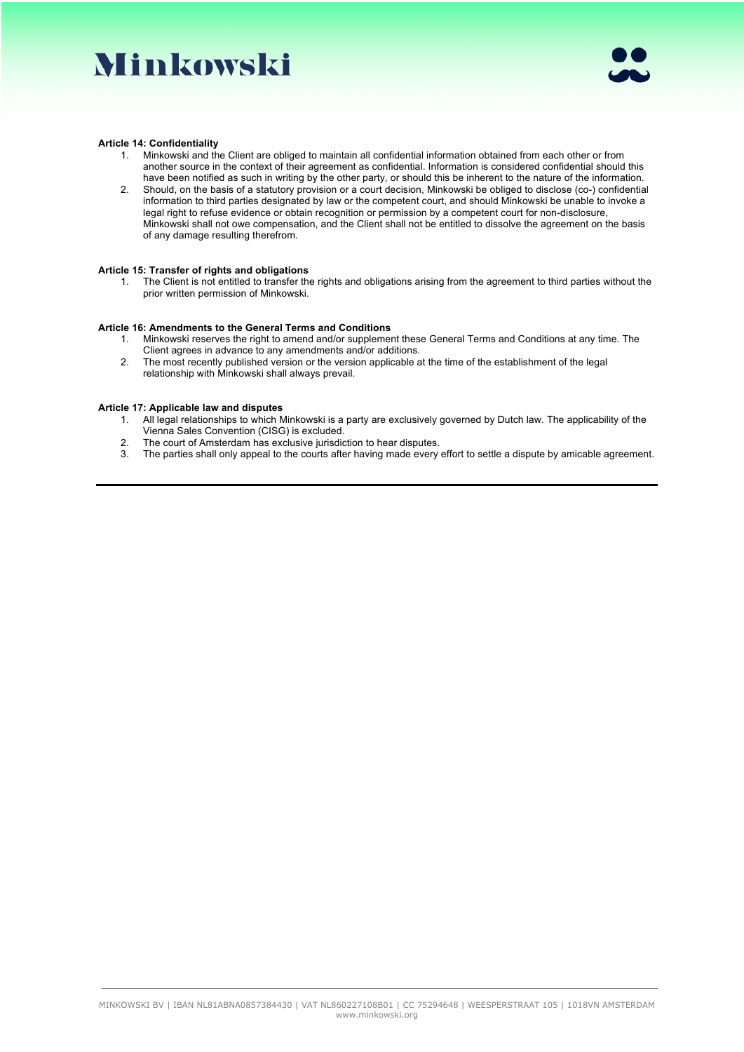**Article 14: Confidentiality**

1. Minkowski and the Client are obliged to maintain all confidential information obtained from each other or from another source in the context of their agreement as confidential. Information is considered confidential should this have been notified as such in writing by the other party, or should this be inherent to the nature of the information.
2. Should, on the basis of a statutory provision or a court decision, Minkowski be obliged to disclose (co-) confidential information to third parties designated by law or the competent court, and should Minkowski be unable to invoke a legal right to refuse evidence or obtain recognition or permission by a competent court for non-disclosure, Minkowski shall not owe compensation, and the Client shall not be entitled to dissolve the agreement on the basis of any damage resulting therefrom.

**Article 15: Transfer of rights and obligations**

1. The Client is not entitled to transfer the rights and obligations arising from the agreement to third parties without the prior written permission of Minkowski.

**Article 16: Amendments to the General Terms and Conditions**

1. Minkowski reserves the right to amend and/or supplement these General Terms and Conditions at any time. The Client agrees in advance to any amendments and/or additions.
2. The most recently published version or the version applicable at the time of the establishment of the legal relationship with Minkowski shall always prevail.

**Article 17: Applicable law and disputes**

1. All legal relationships to which Minkowski is a party are exclusively governed by Dutch law. The applicability of the Vienna Sales Convention (CISG) is excluded.
2. The court of Amsterdam has exclusive jurisdiction to hear disputes.
3. The parties shall only appeal to the courts after having made every effort to settle a dispute by amicable agreement.